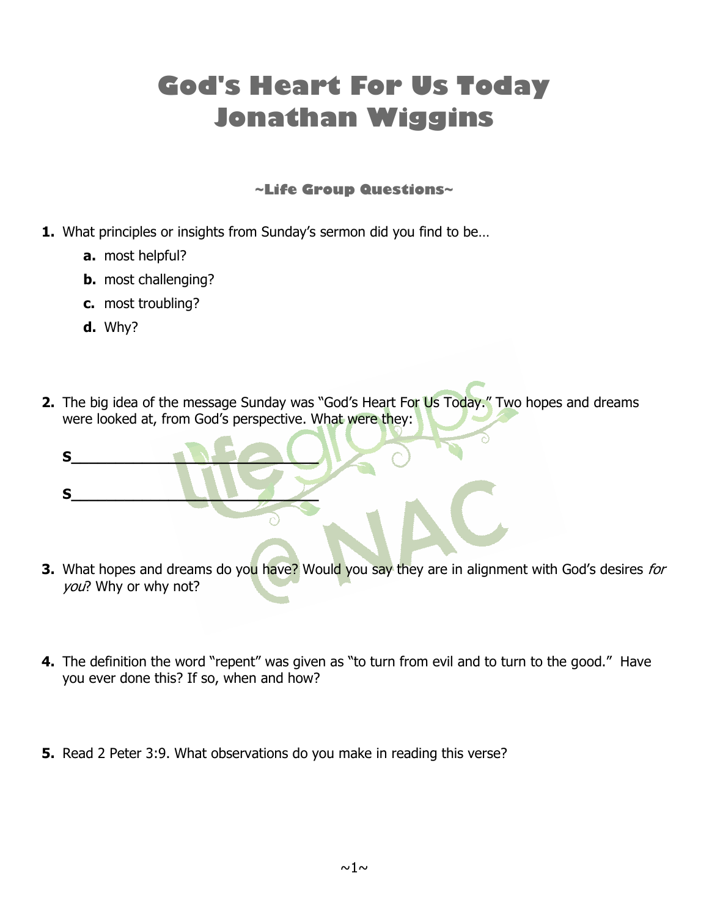# God's Heart For Us Today
# Jonathan Wiggins

### ~Life Group Questions~

1. What principles or insights from Sunday's sermon did you find to be…
   - **a.** most helpful?
   - **b.** most challenging?
   - **c.** most troubling?
   - **d.** Why?

2. The big idea of the message Sunday was "God's Heart For Us Today." Two hopes and dreams were looked at, from God's perspective. What were they:

   **S**______________________________

   **S**______________________________

3. What hopes and dreams do you have? Would you say they are in alignment with God's desires *for you*? Why or why not?

4. The definition the word "repent" was given as "to turn from evil and to turn to the good." Have you ever done this? If so, when and how?

5. Read 2 Peter 3:9. What observations do you make in reading this verse?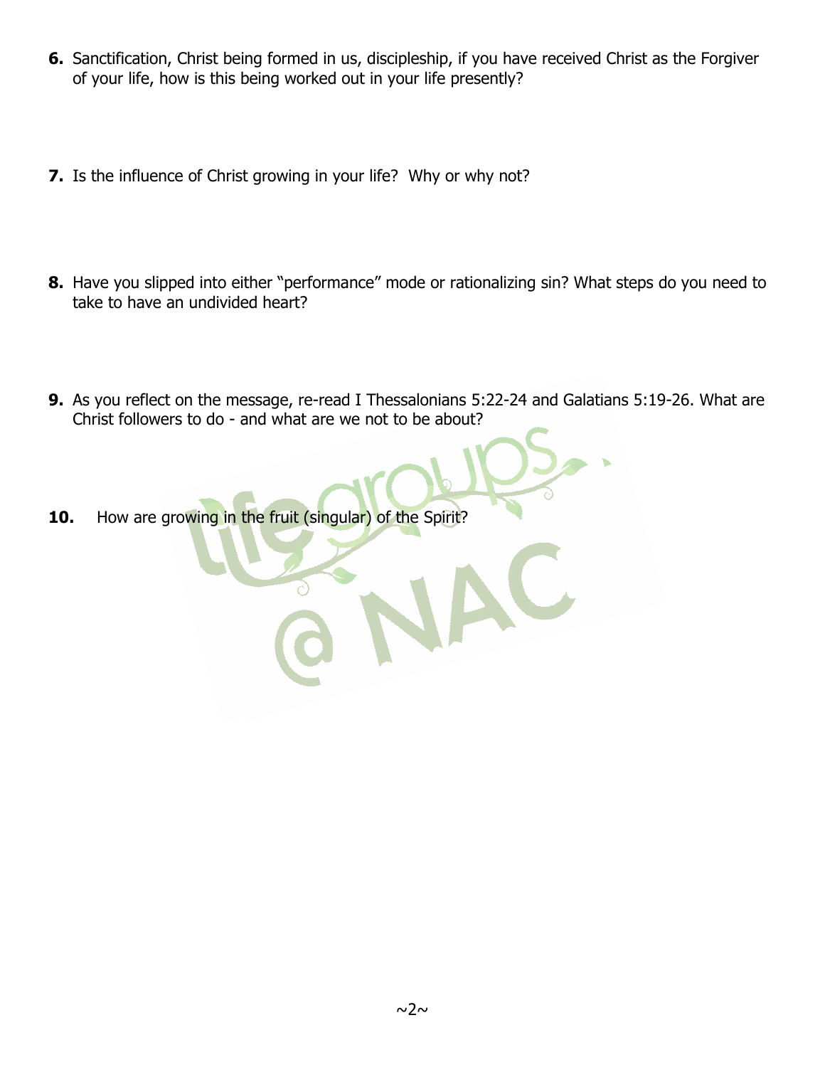6. Sanctification, Christ being formed in us, discipleship, if you have received Christ as the Forgiver of your life, how is this being worked out in your life presently?

7. Is the influence of Christ growing in your life? Why or why not?

8. Have you slipped into either "performance" mode or rationalizing sin? What steps do you need to take to have an undivided heart?

9. As you reflect on the message, re-read I Thessalonians 5:22-24 and Galatians 5:19-26. What are Christ followers to do - and what are we not to be about?

10. How are growing in the fruit (singular) of the Spirit?